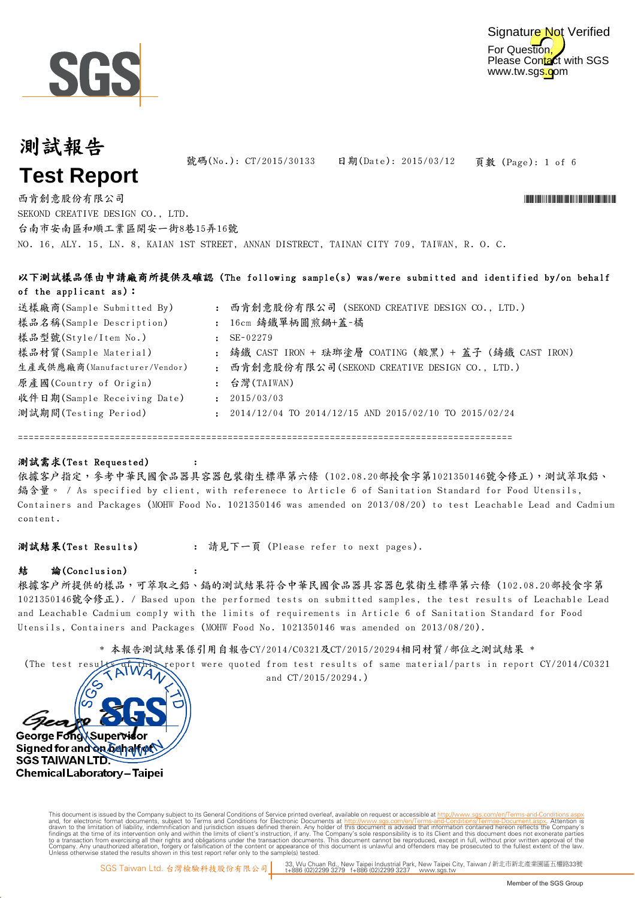SGS

Signature Not Verified
For Question,
Please Contact with SGS
www.tw.sgs.com

# 測試報告
# Test Report

號碼(No.): CT/2015/30133　　日期(Date): 2015/03/12　　頁數 (Page): 1 of 6

西肯創意股份有限公司
SEKOND CREATIVE DESIGN CO., LTD.
台南市安南區和順工業區開安一街8巷15弄16號
NO. 16, ALY. 15, LN. 8, KAIAN 1ST STREET, ANNAN DISTRECT, TAINAN CITY 709, TAIWAN, R. O. C.

**以下測試樣品係由申請廠商所提供及確認 (The following sample(s) was/were submitted and identified by/on behalf of the applicant as):**

| | | |
|---|---|---|
| 送樣廠商(Sample Submitted By) | : | 西肯創意股份有限公司 (SEKOND CREATIVE DESIGN CO., LTD.) |
| 樣品名稱(Sample Description) | : | 16cm 鑄鐵單柄圓煎鍋+蓋-橘 |
| 樣品型號(Style/Item No.) | : | SE-02279 |
| 樣品材質(Sample Material) | : | 鑄鐵 CAST IRON + 琺瑯塗層 COATING (緞黑) + 蓋子 (鑄鐵 CAST IRON) |
| 生產或供應廠商(Manufacturer/Vendor) | : | 西肯創意股份有限公司(SEKOND CREATIVE DESIGN CO., LTD.) |
| 原產國(Country of Origin) | : | 台灣(TAIWAN) |
| 收件日期(Sample Receiving Date) | : | 2015/03/03 |
| 測試期間(Testing Period) | : | 2014/12/04 TO 2014/12/15 AND 2015/02/10 TO 2015/02/24 |

==========================================================================================

**測試需求(Test Requested)** :
依據客戶指定，參考中華民國食品器具容器包裝衛生標準第六條 (102.08.20部授食字第1021350146號令修正)，測試萃取鉛、鎘含量。 / As specified by client, with reference to Article 6 of Sanitation Standard for Food Utensils, Containers and Packages (MOHW Food No. 1021350146 was amended on 2013/08/20) to test Leachable Lead and Cadmium content.

**測試結果(Test Results)** : 請見下一頁 (Please refer to next pages).

**結　　論(Conclusion)** :
根據客戶所提供的樣品，可萃取之鉛、鎘的測試結果符合中華民國食品器具容器包裝衛生標準第六條 (102.08.20部授食字第1021350146號令修正). / Based upon the performed tests on submitted samples, the test results of Leachable Lead and Leachable Cadmium comply with the limits of requirements in Article 6 of Sanitation Standard for Food Utensils, Containers and Packages (MOHW Food No. 1021350146 was amended on 2013/08/20).

* 本報告測試結果係引用自報告CY/2014/C0321及CT/2015/20294相同材質/部位之測試結果 *
(The test results of this report were quoted from test results of same material/parts in report CY/2014/C0321 and CT/2015/20294.)

George Fong / Supervisor
Signed for and on behalf of
SGS TAIWAN LTD.
Chemical Laboratory – Taipei

This document is issued by the Company subject to its General Conditions of Service printed overleaf, available on request or accessible at http://www.sgs.com/en/Terms-and-Conditions.aspx and, for electronic format documents, subject to Terms and Conditions for Electronic Documents at http://www.sgs.com/en/Terms-and-Conditions/Termse-Document.aspx. Attention is drawn to the limitation of liability, indemnification and jurisdiction issues defined therein. Any holder of this document is advised that information contained hereon reflects the Company's findings at the time of its intervention only and within the limits of client's instruction, if any. The Company's sole responsibility is to its Client and this document does not exonerate parties to a transaction from exercising all their rights and obligations under the transaction documents. This document cannot be reproduced, except in full, without prior written approval of the Company. Any unauthorized alteration, forgery or falsification of the content or appearance of this document is unlawful and offenders may be prosecuted to the fullest extent of the law. Unless otherwise stated the results shown in this test report refer only to the sample(s) tested.

SGS Taiwan Ltd. 台灣檢驗科技股份有限公司 | 33, Wu Chuan Rd., New Taipei Industrial Park, New Taipei City, Taiwan / 新北市新北產業園區五權路33號 t+886 (02)2299 3279 f+886 (02)2299 3237 www.sgs.tw

Member of the SGS Group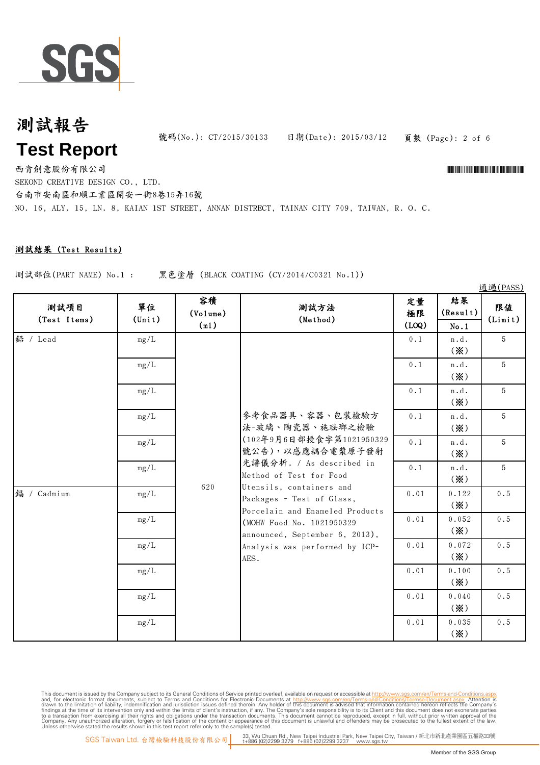# 測試報告
# Test Report

號碼(No.): CT/2015/30133　　日期(Date): 2015/03/12

西肯創意股份有限公司
SEKOND CREATIVE DESIGN CO., LTD.
台南市安南區和順工業區開安一街8巷15弄16號
NO. 16, ALY. 15, LN. 8, KAIAN 1ST STREET, ANNAN DISTRECT, TAINAN CITY 709, TAIWAN, R. O. C.

**測試結果 (Test Results)**

測試部位(PART NAME) No.1 :　　黑色塗層 (BLACK COATING (CY/2014/C0321 No.1))

通過(PASS)

| 測試項目 (Test Items) | 單位 (Unit) | 容積 (Volume) (ml) | 測試方法 (Method) | 定量極限 (LOQ) | 結果 (Result) No.1 | 限值 (Limit) |
|---|---|---|---|---|---|---|
| 鉛 / Lead | mg/L | 620 | 參考食品器具、容器、包裝檢驗方法-玻璃、陶瓷器、施琺瑯之檢驗(102年9月6日部授食字第1021950329號公告)，以感應耦合電漿原子發射光譜儀分析. / As described in Method of Test for Food Utensils, containers and Packages - Test of Glass, Porcelain and Enameled Products (MOHW Food No. 1021950329 announced, September 6, 2013), Analysis was performed by ICP-AES. | 0.1 | n.d. (※) | 5 |
| | mg/L | | | 0.1 | n.d. (※) | 5 |
| | mg/L | | | 0.1 | n.d. (※) | 5 |
| | mg/L | | | 0.1 | n.d. (※) | 5 |
| | mg/L | | | 0.1 | n.d. (※) | 5 |
| | mg/L | | | 0.1 | n.d. (※) | 5 |
| 鎘 / Cadmium | mg/L | | | 0.01 | 0.122 (※) | 0.5 |
| | mg/L | | | 0.01 | 0.052 (※) | 0.5 |
| | mg/L | | | 0.01 | 0.072 (※) | 0.5 |
| | mg/L | | | 0.01 | 0.100 (※) | 0.5 |
| | mg/L | | | 0.01 | 0.040 (※) | 0.5 |
| | mg/L | | | 0.01 | 0.035 (※) | 0.5 |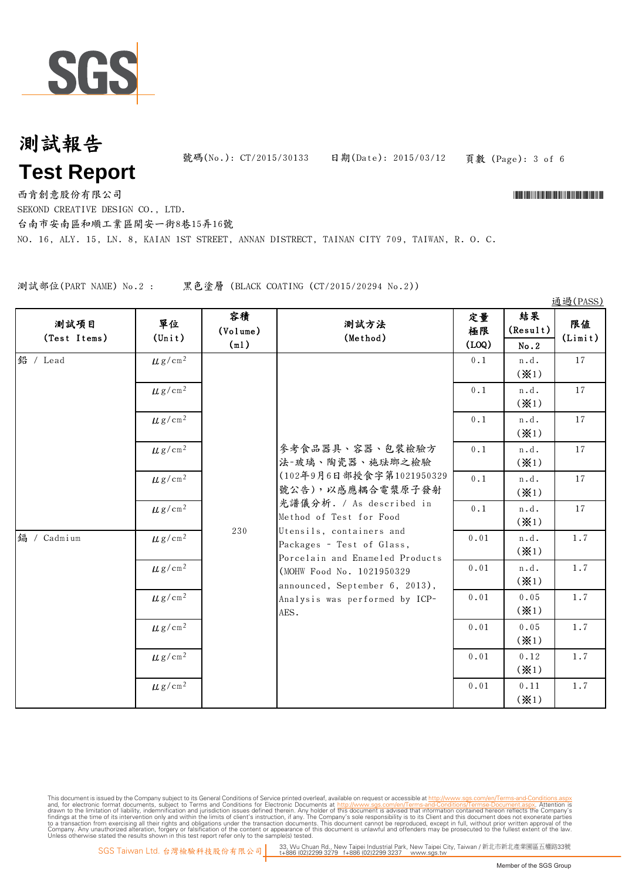# 測試報告
# Test Report

號碼(No.): CT/2015/30133　　日期(Date): 2015/03/12

西肯創意股份有限公司

SEKOND CREATIVE DESIGN CO., LTD.

台南市安南區和順工業區開安一街8巷15弄16號

NO. 16, ALY. 15, LN. 8, KAIAN 1ST STREET, ANNAN DISTRECT, TAINAN CITY 709, TAIWAN, R. O. C.

測試部位(PART NAME) No.2 :　　黑色塗層 (BLACK COATING (CT/2015/20294 No.2))

通過(PASS)

| 測試項目 (Test Items) | 單位 (Unit) | 容積 (Volume) (ml) | 測試方法 (Method) | 定量極限 (LOQ) | 結果 (Result) No.2 | 限值 (Limit) |
|---|---|---|---|---|---|---|
| 鉛 / Lead | μg/cm$^2$ | 230 | 參考食品器具、容器、包裝檢驗方法-玻璃、陶瓷器、施琺瑯之檢驗(102年9月6日部授食字第1021950329號公告)，以感應耦合電漿原子發射光譜儀分析. / As described in Method of Test for Food Utensils, containers and Packages - Test of Glass, Porcelain and Enameled Products (MOHW Food No. 1021950329 announced, September 6, 2013), Analysis was performed by ICP-AES. | 0.1 | n.d. (※1) | 17 |
| | μg/cm$^2$ | | | 0.1 | n.d. (※1) | 17 |
| | μg/cm$^2$ | | | 0.1 | n.d. (※1) | 17 |
| | μg/cm$^2$ | | | 0.1 | n.d. (※1) | 17 |
| | μg/cm$^2$ | | | 0.1 | n.d. (※1) | 17 |
| | μg/cm$^2$ | | | 0.1 | n.d. (※1) | 17 |
| 鎘 / Cadmium | μg/cm$^2$ | | | 0.01 | n.d. (※1) | 1.7 |
| | μg/cm$^2$ | | | 0.01 | n.d. (※1) | 1.7 |
| | μg/cm$^2$ | | | 0.01 | 0.05 (※1) | 1.7 |
| | μg/cm$^2$ | | | 0.01 | 0.05 (※1) | 1.7 |
| | μg/cm$^2$ | | | 0.01 | 0.12 (※1) | 1.7 |
| | μg/cm$^2$ | | | 0.01 | 0.11 (※1) | 1.7 |

This document is issued by the Company subject to its General Conditions of Service printed overleaf, available on request or accessible at http://www.sgs.com/en/Terms-and-Conditions.aspx and, for electronic format documents, subject to Terms and Conditions for Electronic Documents at http://www.sgs.com/en/Terms-and-Conditions/Termse-Document.aspx. Attention is drawn to the limitation of liability, indemnification and jurisdiction issues defined therein. Any holder of this document is advised that information contained hereon reflects the Company's findings at the time of its intervention only and within the limits of client's instruction, if any. The Company's sole responsibility is to its Client and this document does not exonerate parties to a transaction from exercising all their rights and obligations under the transaction documents. This document cannot be reproduced, except in full, without prior written approval of the Company. Any unauthorized alteration, forgery or falsification of the content or appearance of this document is unlawful and offenders may be prosecuted to the fullest extent of the law. Unless otherwise stated the results shown in this test report refer only to the sample(s) tested.

SGS Taiwan Ltd. 台灣檢驗科技股份有限公司 | 33, Wu Chuan Rd., New Taipei Industrial Park, New Taipei City, Taiwan / 新北市新北產業園區五權路33號 t+886 (02)2299 3279 f+886 (02)2299 3237 www.sgs.tw

Member of the SGS Group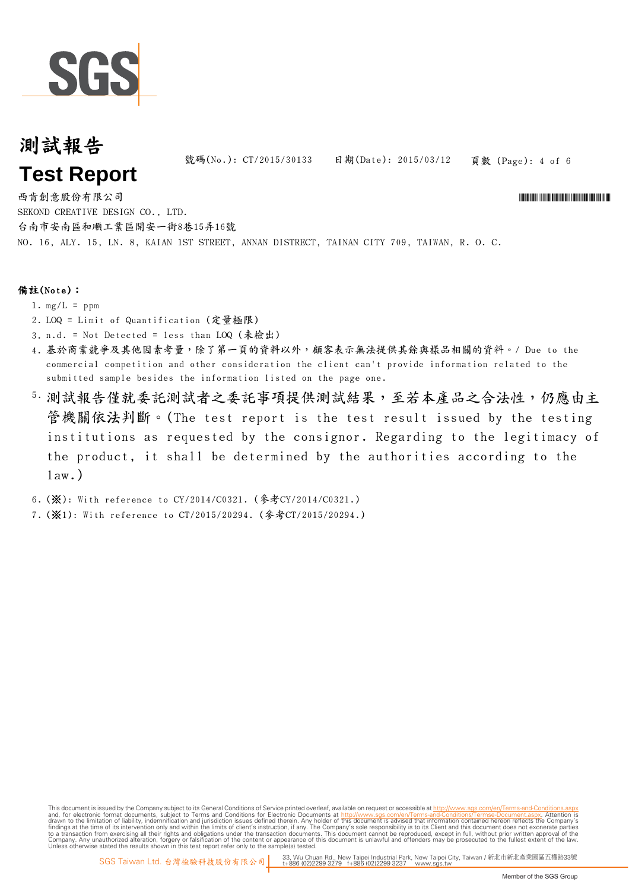# 測試報告
# Test Report

號碼(No.): CT/2015/30133　　日期(Date): 2015/03/12

西肯創意股份有限公司
SEKOND CREATIVE DESIGN CO., LTD.
台南市安南區和順工業區開安一街8巷15弄16號
NO. 16, ALY. 15, LN. 8, KAIAN 1ST STREET, ANNAN DISTRECT, TAINAN CITY 709, TAIWAN, R. O. C.

**備註(Note)：**

1. mg/L = ppm
2. LOQ = Limit of Quantification (定量極限)
3. n.d. = Not Detected = less than LOQ (未檢出)
4. 基於商業競爭及其他因素考量，除了第一頁的資料以外，顧客表示無法提供其餘與樣品相關的資料。/ Due to the commercial competition and other consideration the client can't provide information related to the submitted sample besides the information listed on the page one.
5. 測試報告僅就委託測試者之委託事項提供測試結果，至若本產品之合法性，仍應由主管機關依法判斷。(The test report is the test result issued by the testing institutions as requested by the consignor. Regarding to the legitimacy of the product, it shall be determined by the authorities according to the law.)
6. (※): With reference to CY/2014/C0321. (參考CY/2014/C0321.)
7. (※1): With reference to CT/2015/20294. (參考CT/2015/20294.)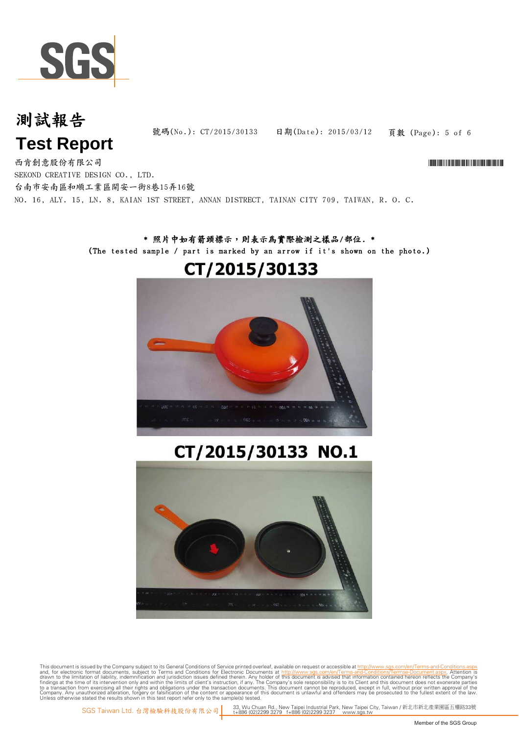# 測試報告

# Test Report

號碼(No.): CT/2015/30133　　日期(Date): 2015/03/12

西肯創意股份有限公司

SEKOND CREATIVE DESIGN CO., LTD.

台南市安南區和順工業區開安一街8巷15弄16號

NO. 16, ALY. 15, LN. 8, KAIAN 1ST STREET, ANNAN DISTRECT, TAINAN CITY 709, TAIWAN, R. O. C.

* 照片中如有箭頭標示，則表示為實際檢測之樣品/部位. *

(The tested sample / part is marked by an arrow if it's shown on the photo.)

CT/2015/30133

CT/2015/30133 NO.1

This document is issued by the Company subject to its General Conditions of Service printed overleaf, available on request or accessible at http://www.sgs.com/en/Terms-and-Conditions.aspx and, for electronic format documents, subject to Terms and Conditions for Electronic Documents at http://www.sgs.com/en/Terms-and-Conditions/Termse-Document.aspx. Attention is drawn to the limitation of liability, indemnification and jurisdiction issues defined therein. Any holder of this document is advised that information contained hereon reflects the Company's findings at the time of its intervention only and within the limits of client's instruction, if any. The Company's sole responsibility is to its Client and this document does not exonerate parties to a transaction from exercising all their rights and obligations under the transaction documents. This document cannot be reproduced, except in full, without prior written approval of the Company. Any unauthorized alteration, forgery or falsification of the content or appearance of this document is unlawful and offenders may be prosecuted to the fullest extent of the law. Unless otherwise stated the results shown in this test report refer only to the sample(s) tested.

SGS Taiwan Ltd. 台灣檢驗科技股份有限公司 | 33, Wu Chuan Rd., New Taipei Industrial Park, New Taipei City, Taiwan / 新北市新北產業園區五權路33號 t+886 (02)2299 3279 f+886 (02)2299 3237 www.sgs.tw

Member of the SGS Group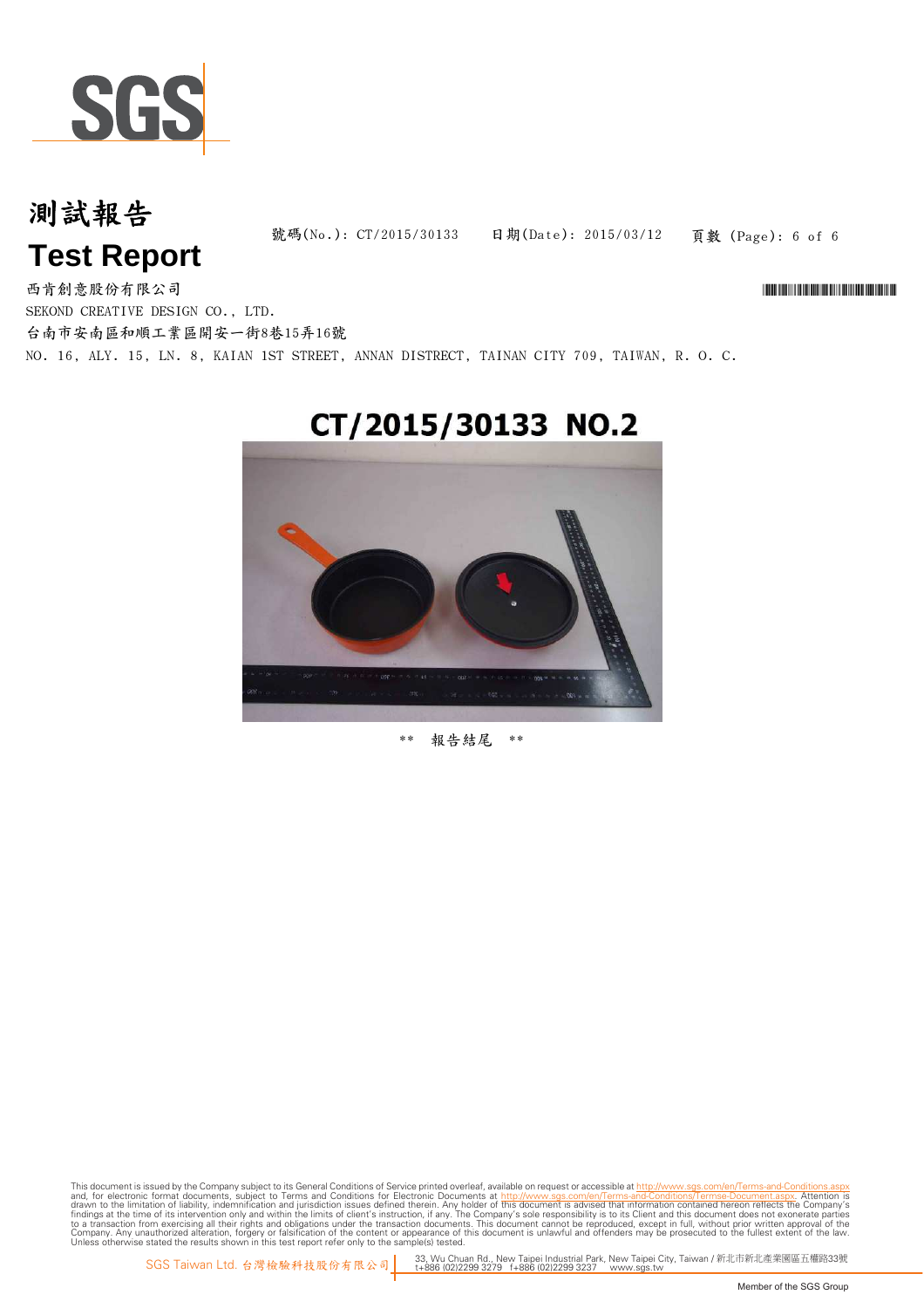# 測試報告

# Test Report

號碼(No.): CT/2015/30133　　日期(Date): 2015/03/12

西肯創意股份有限公司

SEKOND CREATIVE DESIGN CO., LTD.

台南市安南區和順工業區開安一街8巷15弄16號

NO. 16, ALY. 15, LN. 8, KAIAN 1ST STREET, ANNAN DISTRECT, TAINAN CITY 709, TAIWAN, R. O. C.

CT/2015/30133 NO.2

** 報告結尾 **

This document is issued by the Company subject to its General Conditions of Service printed overleaf, available on request or accessible at http://www.sgs.com/en/Terms-and-Conditions.aspx and, for electronic format documents, subject to Terms and Conditions for Electronic Documents at http://www.sgs.com/en/Terms-and-Conditions/Termse-Document.aspx. Attention is drawn to the limitation of liability, indemnification and jurisdiction issues defined therein. Any holder of this document is advised that information contained hereon reflects the Company's findings at the time of its intervention only and within the limits of client's instruction, if any. The Company's sole responsibility is to its Client and this document does not exonerate parties to a transaction from exercising all their rights and obligations under the transaction documents. This document cannot be reproduced, except in full, without prior written approval of the Company. Any unauthorized alteration, forgery or falsification of the content or appearance of this document is unlawful and offenders may be prosecuted to the fullest extent of the law. Unless otherwise stated the results shown in this test report refer only to the sample(s) tested.

SGS Taiwan Ltd. 台灣檢驗科技股份有限公司 | 33, Wu Chuan Rd., New Taipei Industrial Park, New Taipei City, Taiwan / 新北市新北產業園區五權路33號 t+886 (02)2299 3279 f+886 (02)2299 3237 www.sgs.tw

Member of the SGS Group